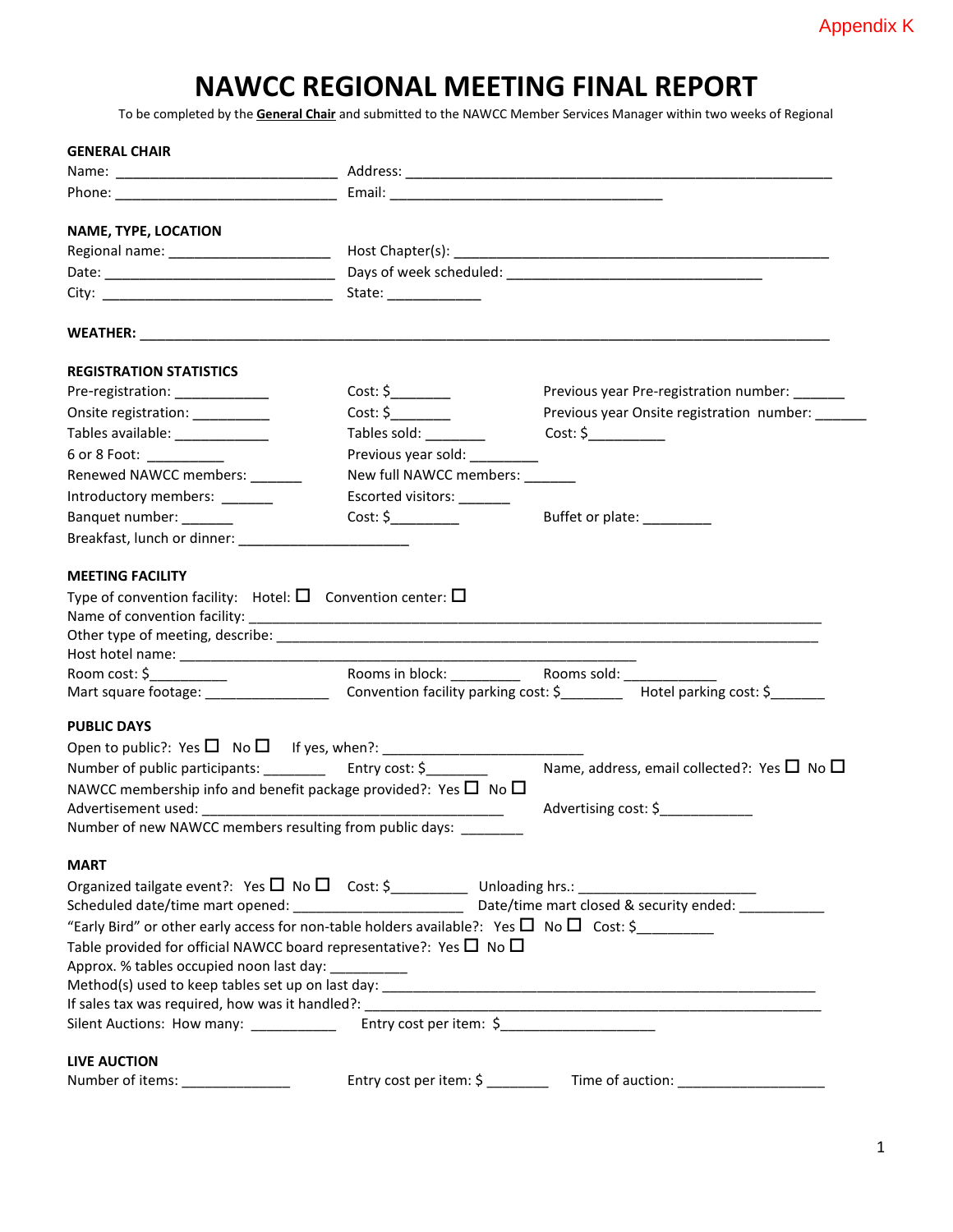Appendix K

# NAWCC REGIONAL MEETING FINAL REPORT

To be completed by the **General Chair** and submitted to the NAWCC Member Services Manager within two weeks of Regional

**GENERAL CHAIR**

Name: ____________________________ Address: ______________________________________________________

Phone: ____________________________ Email: __________________________________

**NAME, TYPE, LOCATION**

Regional name: ____________________ Host Chapter(s): ______________________________________________

Date: ______________________________ Days of week scheduled: ________________________________

City: ______________________________ State: ____________

**WEATHER:** ______________________________________________________________________________________

**REGISTRATION STATISTICS**

Pre-registration: ____________ Cost: $_______ Previous year Pre-registration number: _______

Onsite registration: __________ Cost: $_______ Previous year Onsite registration number: _______

Tables available: ____________ Tables sold: ________ Cost: $_________

6 or 8 Foot: __________ Previous year sold: _________

Renewed NAWCC members: _______ New full NAWCC members: _______

Introductory members: _______ Escorted visitors: _______

Banquet number: _______ Cost: $_________ Buffet or plate: _________

Breakfast, lunch or dinner: ______________________

**MEETING FACILITY**

Type of convention facility: Hotel: ☐ Convention center: ☐

Name of convention facility: ___________________________________________________________________

Other type of meeting, describe: ________________________________________________________________

Host hotel name: __________________________________________________________

Room cost: $__________ Rooms in block: _________ Rooms sold: ____________

Mart square footage: _______________ Convention facility parking cost: $________ Hotel parking cost: $_______

**PUBLIC DAYS**

Open to public?: Yes ☐ No ☐ If yes, when?: __________________________

Number of public participants: ________ Entry cost: $________ Name, address, email collected?: Yes ☐ No ☐

NAWCC membership info and benefit package provided?: Yes ☐ No ☐

Advertisement used: ________________________________________ Advertising cost: $____________

Number of new NAWCC members resulting from public days: ________

**MART**

Organized tailgate event?: Yes ☐ No ☐ Cost: $__________ Unloading hrs.: _______________________

Scheduled date/time mart opened: ______________________ Date/time mart closed & security ended: ___________

"Early Bird" or other early access for non-table holders available?: Yes ☐ No ☐ Cost: $_________

Table provided for official NAWCC board representative?: Yes ☐ No ☐

Approx. % tables occupied noon last day: __________

Method(s) used to keep tables set up on last day: ______________________________________________________

If sales tax was required, how was it handled?: ________________________________________________________

Silent Auctions: How many: ___________ Entry cost per item: $____________________

**LIVE AUCTION**

Number of items: ______________ Entry cost per item: $ ________ Time of auction: ___________________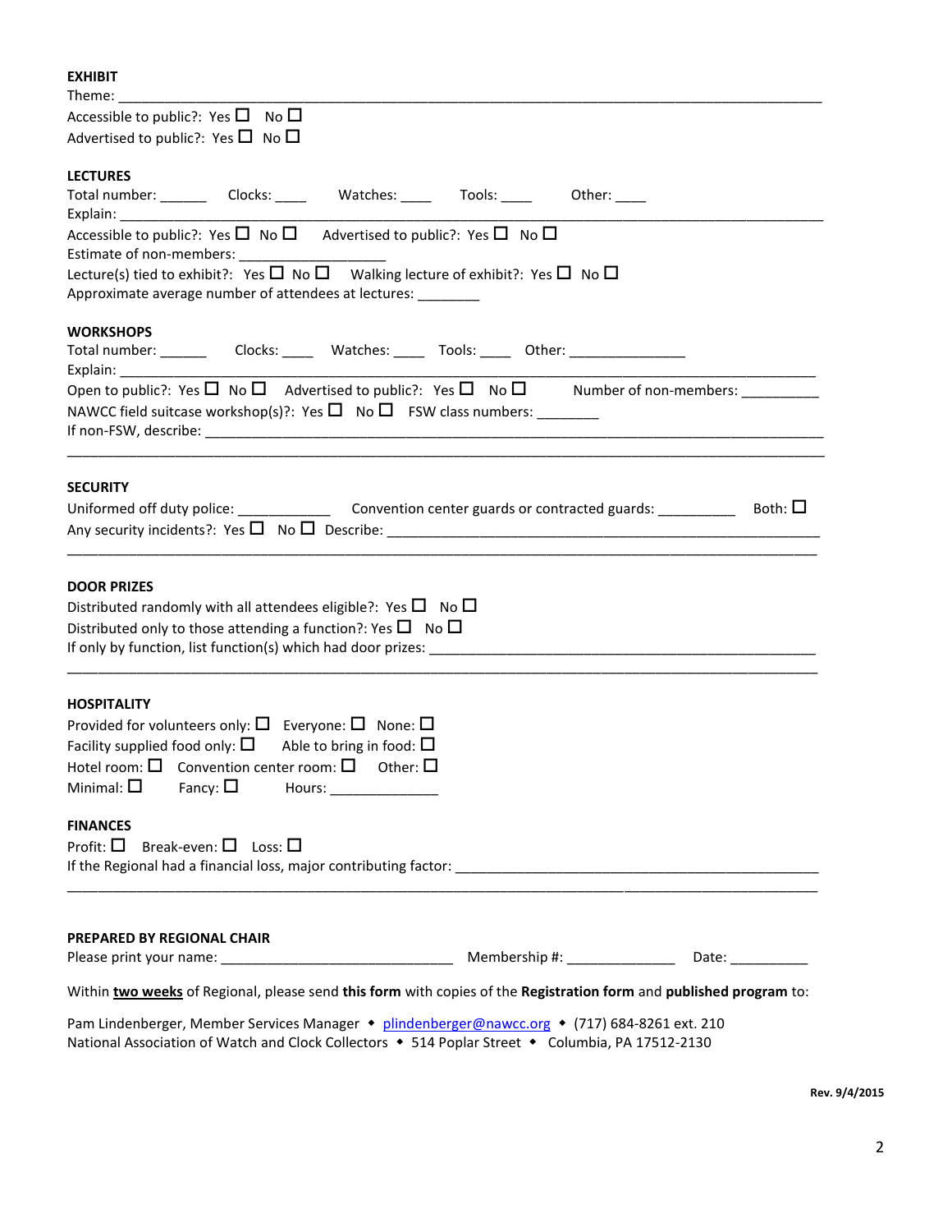**EXHIBIT**

Theme: ___________________________________________________________________________________

Accessible to public?: Yes ☐ No ☐

Advertised to public?: Yes ☐ No ☐

**LECTURES**

Total number: ______ Clocks: ____ Watches: ____ Tools: ____ Other: ____

Explain: _________________________________________________________________________________

Accessible to public?: Yes ☐ No ☐ Advertised to public?: Yes ☐ No ☐

Estimate of non-members: ___________________

Lecture(s) tied to exhibit?: Yes ☐ No ☐ Walking lecture of exhibit?: Yes ☐ No ☐

Approximate average number of attendees at lectures: ________

**WORKSHOPS**

Total number: ______ Clocks: ____ Watches: ____ Tools: ____ Other: _______________

Explain: _________________________________________________________________________________

Open to public?: Yes ☐ No ☐ Advertised to public?: Yes ☐ No ☐ Number of non-members: __________

NAWCC field suitcase workshop(s)?: Yes ☐ No ☐ FSW class numbers: ________

If non-FSW, describe: ______________________________________________________________________

_________________________________________________________________________________________

**SECURITY**

Uniformed off duty police: ____________ Convention center guards or contracted guards: __________ Both: ☐

Any security incidents?: Yes ☐ No ☐ Describe: _______________________________________________________

_________________________________________________________________________________________

**DOOR PRIZES**

Distributed randomly with all attendees eligible?: Yes ☐ No ☐

Distributed only to those attending a function?: Yes ☐ No ☐

If only by function, list function(s) which had door prizes: ____________________________________________

_________________________________________________________________________________________

**HOSPITALITY**

Provided for volunteers only: ☐ Everyone: ☐ None: ☐

Facility supplied food only: ☐ Able to bring in food: ☐

Hotel room: ☐ Convention center room: ☐ Other: ☐

Minimal: ☐ Fancy: ☐ Hours: ______________

**FINANCES**

Profit: ☐ Break-even: ☐ Loss: ☐

If the Regional had a financial loss, major contributing factor: ______________________________________

_________________________________________________________________________________________

**PREPARED BY REGIONAL CHAIR**

Please print your name: ______________________________ Membership #: ______________ Date: __________

Within **two weeks** of Regional, please send **this form** with copies of the **Registration form** and **published program** to:

Pam Lindenberger, Member Services Manager ◆ plindenberger@nawcc.org ◆ (717) 684-8261 ext. 210
National Association of Watch and Clock Collectors ◆ 514 Poplar Street ◆ Columbia, PA 17512-2130

**Rev. 9/4/2015**